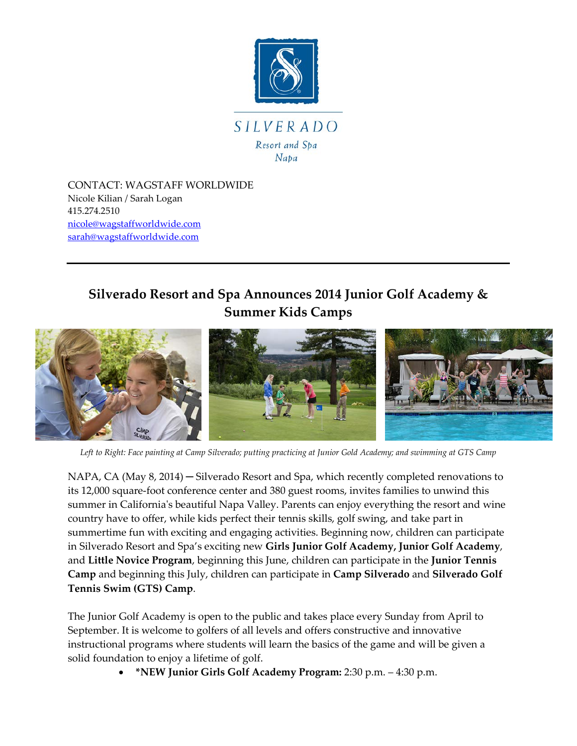SILVERADO
Resort and Spa
Napa

CONTACT: WAGSTAFF WORLDWIDE
Nicole Kilian / Sarah Logan
415.274.2510
nicole@wagstaffworldwide.com
sarah@wagstaffworldwide.com

---

## Silverado Resort and Spa Announces 2014 Junior Golf Academy & Summer Kids Camps

*Left to Right: Face painting at Camp Silverado; putting practicing at Junior Gold Academy; and swimming at GTS Camp*

NAPA, CA (May 8, 2014) — Silverado Resort and Spa, which recently completed renovations to its 12,000 square-foot conference center and 380 guest rooms, invites families to unwind this summer in California's beautiful Napa Valley. Parents can enjoy everything the resort and wine country have to offer, while kids perfect their tennis skills, golf swing, and take part in summertime fun with exciting and engaging activities. Beginning now, children can participate in Silverado Resort and Spa's exciting new **Girls Junior Golf Academy, Junior Golf Academy**, and **Little Novice Program**, beginning this June, children can participate in the **Junior Tennis Camp** and beginning this July, children can participate in **Camp Silverado** and **Silverado Golf Tennis Swim (GTS) Camp**.

The Junior Golf Academy is open to the public and takes place every Sunday from April to September. It is welcome to golfers of all levels and offers constructive and innovative instructional programs where students will learn the basics of the game and will be given a solid foundation to enjoy a lifetime of golf.

- ***NEW Junior Girls Golf Academy Program:** 2:30 p.m. – 4:30 p.m.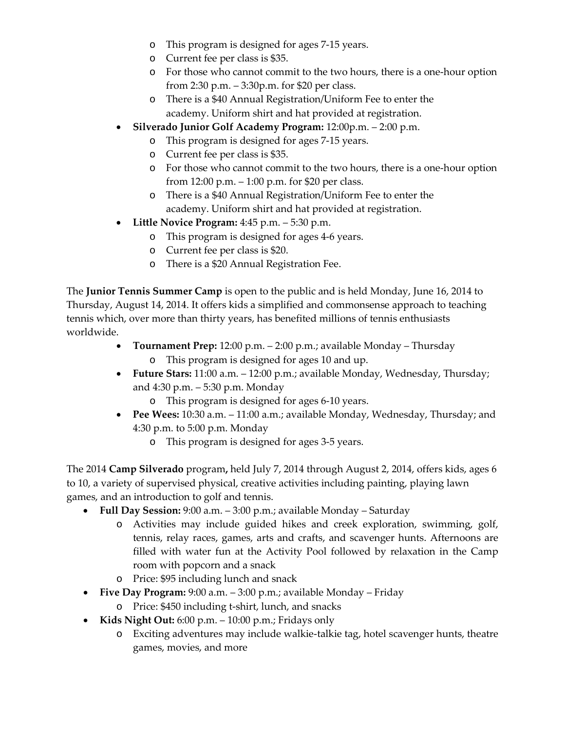- This program is designed for ages 7-15 years.
  - Current fee per class is $35.
  - For those who cannot commit to the two hours, there is a one-hour option from 2:30 p.m. – 3:30p.m. for $20 per class.
  - There is a $40 Annual Registration/Uniform Fee to enter the academy. Uniform shirt and hat provided at registration.
- **Silverado Junior Golf Academy Program:** 12:00p.m. – 2:00 p.m.
  - This program is designed for ages 7-15 years.
  - Current fee per class is $35.
  - For those who cannot commit to the two hours, there is a one-hour option from 12:00 p.m. – 1:00 p.m. for $20 per class.
  - There is a $40 Annual Registration/Uniform Fee to enter the academy. Uniform shirt and hat provided at registration.
- **Little Novice Program:** 4:45 p.m. – 5:30 p.m.
  - This program is designed for ages 4-6 years.
  - Current fee per class is $20.
  - There is a $20 Annual Registration Fee.

The **Junior Tennis Summer Camp** is open to the public and is held Monday, June 16, 2014 to Thursday, August 14, 2014. It offers kids a simplified and commonsense approach to teaching tennis which, over more than thirty years, has benefited millions of tennis enthusiasts worldwide.

- **Tournament Prep:** 12:00 p.m. – 2:00 p.m.; available Monday – Thursday
  - This program is designed for ages 10 and up.
- **Future Stars:** 11:00 a.m. – 12:00 p.m.; available Monday, Wednesday, Thursday; and 4:30 p.m. – 5:30 p.m. Monday
  - This program is designed for ages 6-10 years.
- **Pee Wees:** 10:30 a.m. – 11:00 a.m.; available Monday, Wednesday, Thursday; and 4:30 p.m. to 5:00 p.m. Monday
  - This program is designed for ages 3-5 years.

The 2014 **Camp Silverado** program**,** held July 7, 2014 through August 2, 2014, offers kids, ages 6 to 10, a variety of supervised physical, creative activities including painting, playing lawn games, and an introduction to golf and tennis.

- **Full Day Session:** 9:00 a.m. – 3:00 p.m.; available Monday – Saturday
  - Activities may include guided hikes and creek exploration, swimming, golf, tennis, relay races, games, arts and crafts, and scavenger hunts. Afternoons are filled with water fun at the Activity Pool followed by relaxation in the Camp room with popcorn and a snack
  - Price: $95 including lunch and snack
- **Five Day Program:** 9:00 a.m. – 3:00 p.m.; available Monday – Friday
  - Price: $450 including t-shirt, lunch, and snacks
- **Kids Night Out:** 6:00 p.m. – 10:00 p.m.; Fridays only
  - Exciting adventures may include walkie-talkie tag, hotel scavenger hunts, theatre games, movies, and more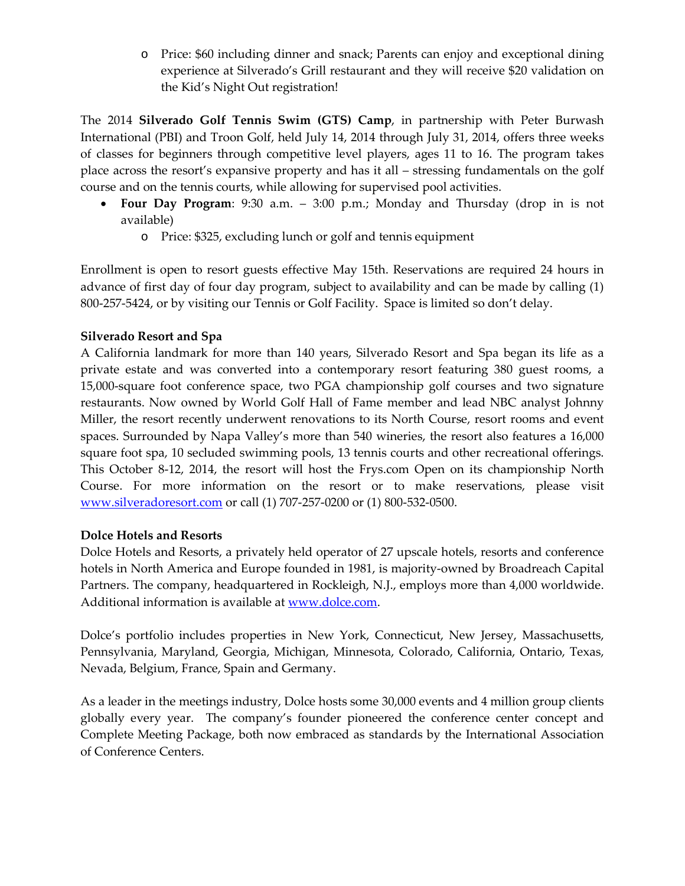- Price: $60 including dinner and snack; Parents can enjoy and exceptional dining experience at Silverado's Grill restaurant and they will receive $20 validation on the Kid's Night Out registration!

The 2014 **Silverado Golf Tennis Swim (GTS) Camp**, in partnership with Peter Burwash International (PBI) and Troon Golf, held July 14, 2014 through July 31, 2014, offers three weeks of classes for beginners through competitive level players, ages 11 to 16. The program takes place across the resort's expansive property and has it all – stressing fundamentals on the golf course and on the tennis courts, while allowing for supervised pool activities.

- **Four Day Program**: 9:30 a.m. – 3:00 p.m.; Monday and Thursday (drop in is not available)
  - Price: $325, excluding lunch or golf and tennis equipment

Enrollment is open to resort guests effective May 15th. Reservations are required 24 hours in advance of first day of four day program, subject to availability and can be made by calling (1) 800-257-5424, or by visiting our Tennis or Golf Facility. Space is limited so don't delay.

**Silverado Resort and Spa**
A California landmark for more than 140 years, Silverado Resort and Spa began its life as a private estate and was converted into a contemporary resort featuring 380 guest rooms, a 15,000-square foot conference space, two PGA championship golf courses and two signature restaurants. Now owned by World Golf Hall of Fame member and lead NBC analyst Johnny Miller, the resort recently underwent renovations to its North Course, resort rooms and event spaces. Surrounded by Napa Valley's more than 540 wineries, the resort also features a 16,000 square foot spa, 10 secluded swimming pools, 13 tennis courts and other recreational offerings. This October 8-12, 2014, the resort will host the Frys.com Open on its championship North Course. For more information on the resort or to make reservations, please visit www.silveradoresort.com or call (1) 707-257-0200 or (1) 800-532-0500.

**Dolce Hotels and Resorts**
Dolce Hotels and Resorts, a privately held operator of 27 upscale hotels, resorts and conference hotels in North America and Europe founded in 1981, is majority-owned by Broadreach Capital Partners. The company, headquartered in Rockleigh, N.J., employs more than 4,000 worldwide. Additional information is available at www.dolce.com.

Dolce's portfolio includes properties in New York, Connecticut, New Jersey, Massachusetts, Pennsylvania, Maryland, Georgia, Michigan, Minnesota, Colorado, California, Ontario, Texas, Nevada, Belgium, France, Spain and Germany.

As a leader in the meetings industry, Dolce hosts some 30,000 events and 4 million group clients globally every year. The company's founder pioneered the conference center concept and Complete Meeting Package, both now embraced as standards by the International Association of Conference Centers.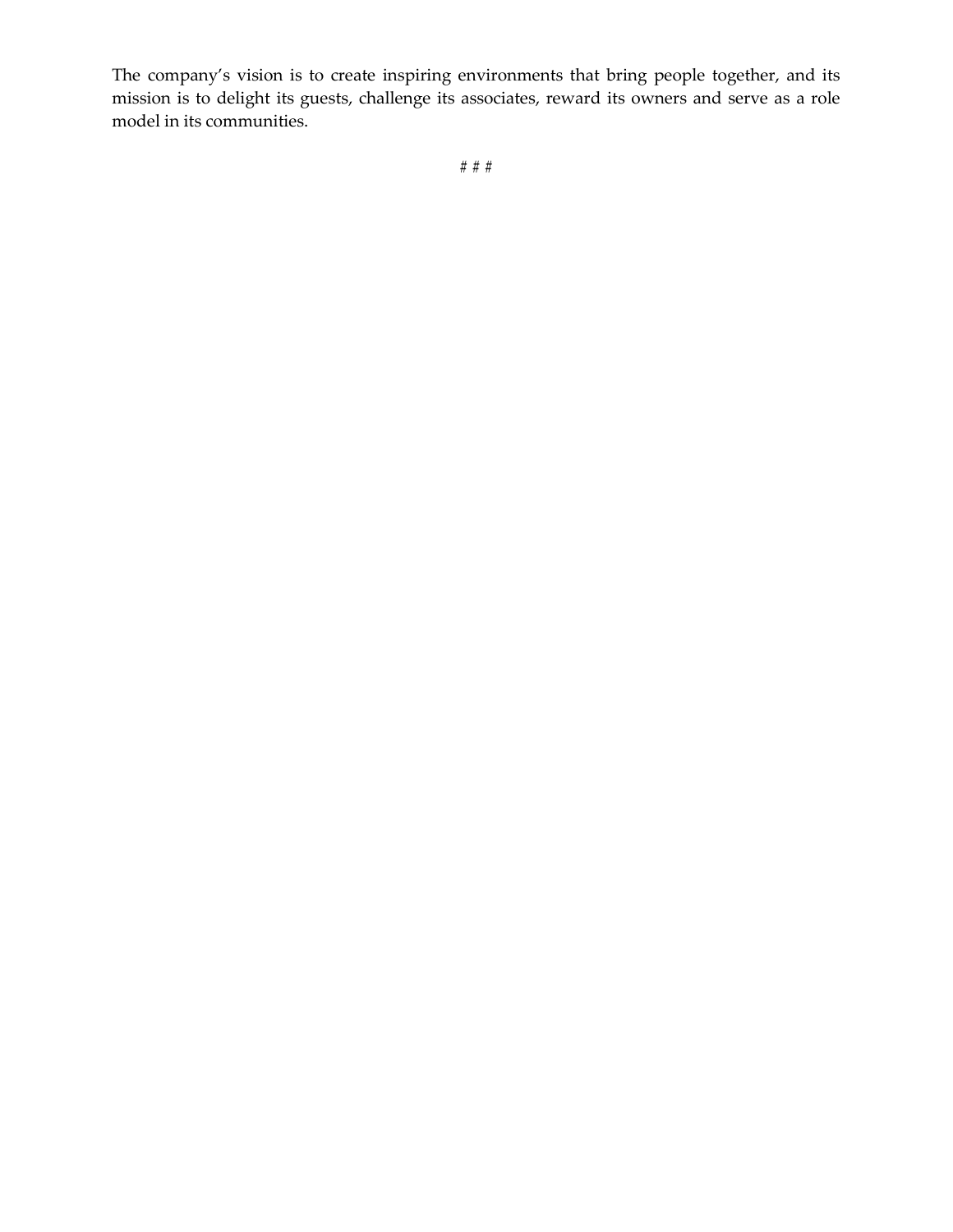The company's vision is to create inspiring environments that bring people together, and its mission is to delight its guests, challenge its associates, reward its owners and serve as a role model in its communities.

# # #